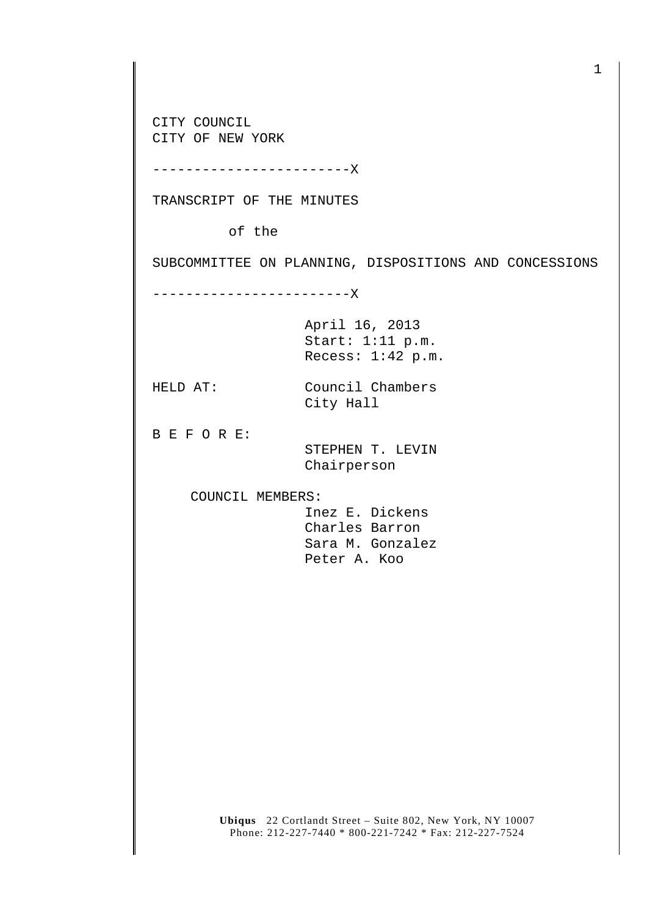CITY COUNCIL
CITY OF NEW YORK

------------------------X

TRANSCRIPT OF THE MINUTES

of the

SUBCOMMITTEE ON PLANNING, DISPOSITIONS AND CONCESSIONS

------------------------X

April 16, 2013
Start: 1:11 p.m.
Recess: 1:42 p.m.

HELD AT: Council Chambers
City Hall

B E F O R E:

STEPHEN T. LEVIN
Chairperson

COUNCIL MEMBERS:

Inez E. Dickens
Charles Barron
Sara M. Gonzalez
Peter A. Koo

**Ubiqus** 22 Cortlandt Street – Suite 802, New York, NY 10007
Phone: 212-227-7440 * 800-221-7242 * Fax: 212-227-7524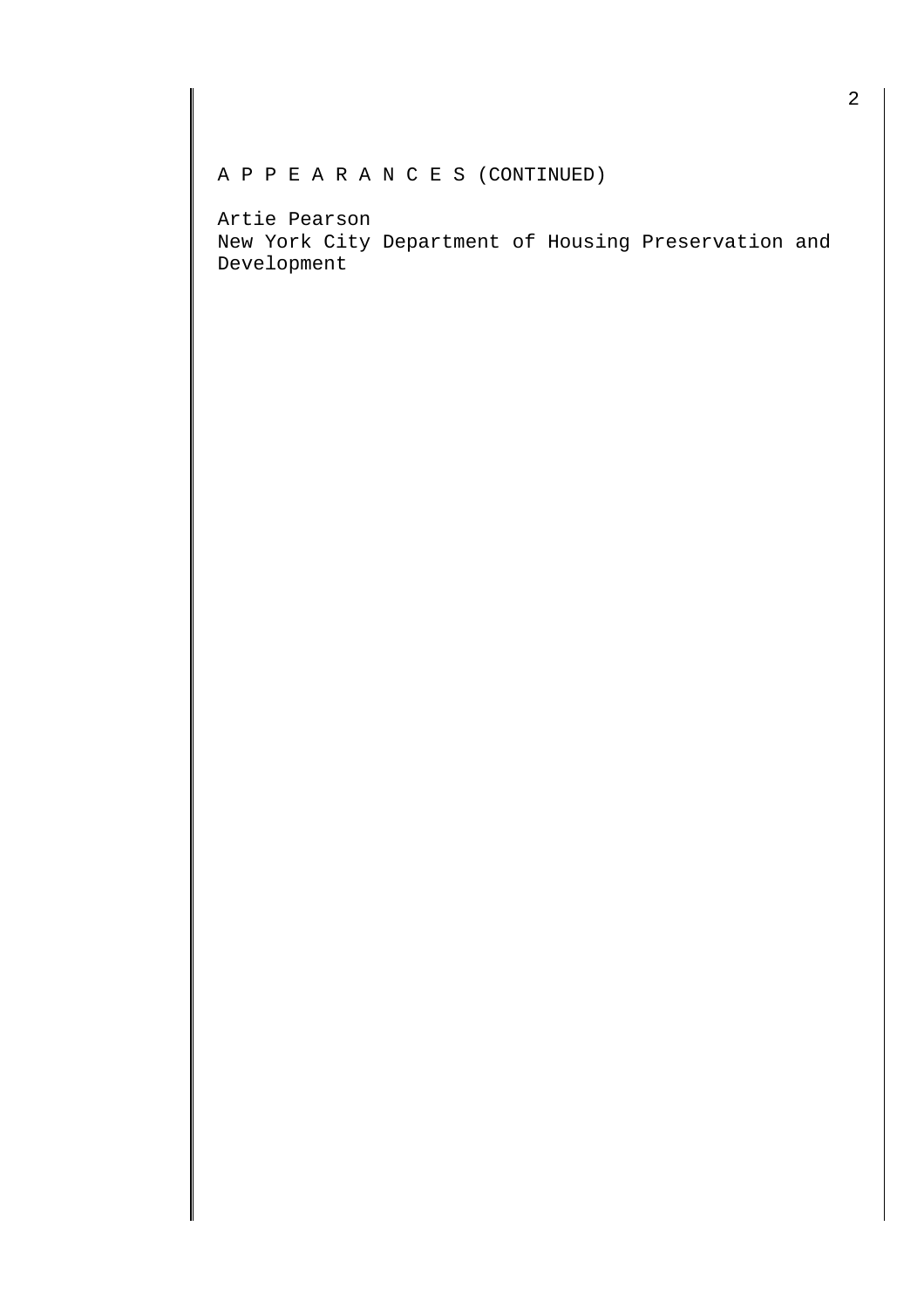A P P E A R A N C E S (CONTINUED)

Artie Pearson
New York City Department of Housing Preservation and Development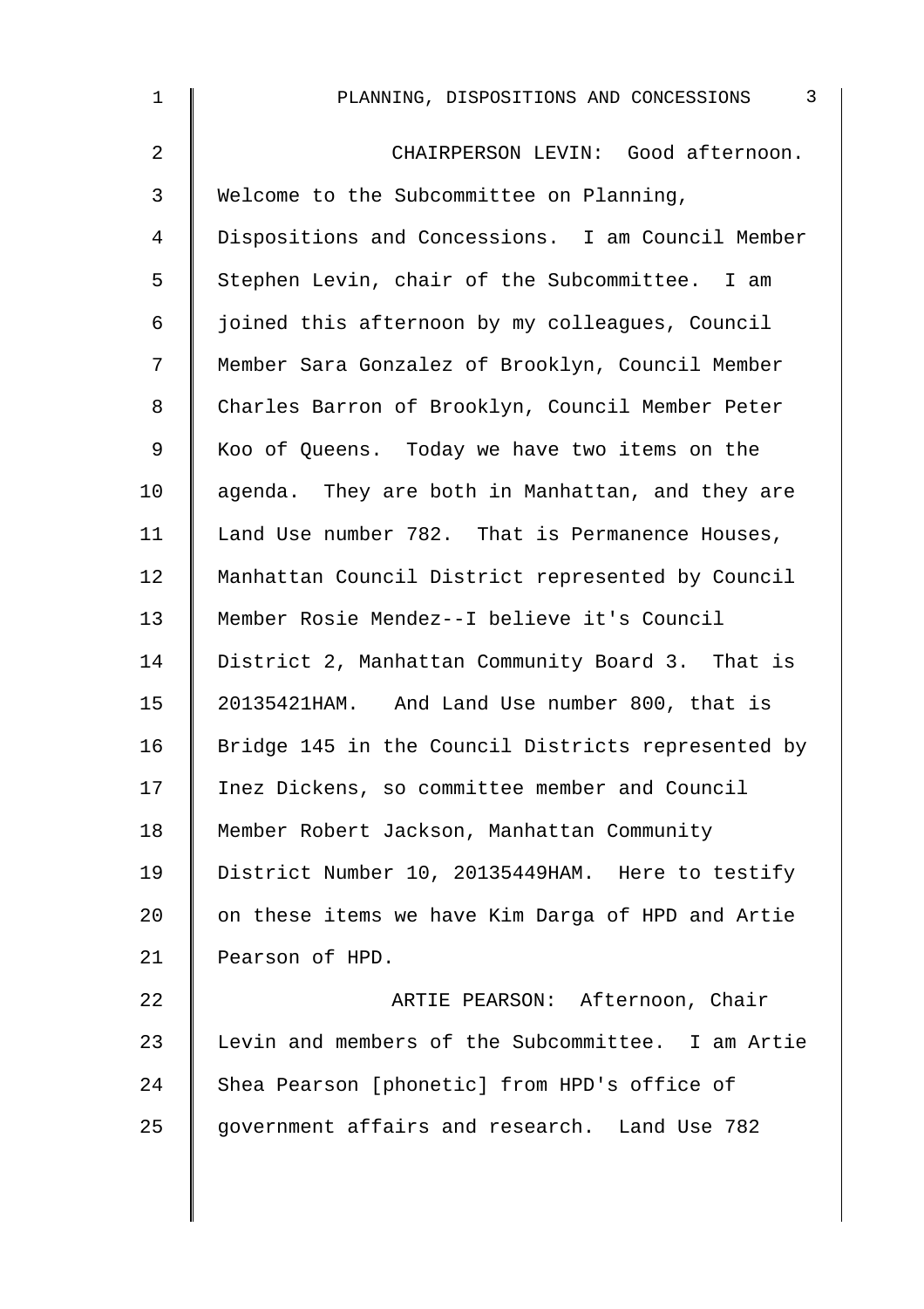CHAIRPERSON LEVIN: Good afternoon. Welcome to the Subcommittee on Planning, Dispositions and Concessions. I am Council Member Stephen Levin, chair of the Subcommittee. I am joined this afternoon by my colleagues, Council Member Sara Gonzalez of Brooklyn, Council Member Charles Barron of Brooklyn, Council Member Peter Koo of Queens. Today we have two items on the agenda. They are both in Manhattan, and they are Land Use number 782. That is Permanence Houses, Manhattan Council District represented by Council Member Rosie Mendez--I believe it's Council District 2, Manhattan Community Board 3. That is 20135421HAM. And Land Use number 800, that is Bridge 145 in the Council Districts represented by Inez Dickens, so committee member and Council Member Robert Jackson, Manhattan Community District Number 10, 20135449HAM. Here to testify on these items we have Kim Darga of HPD and Artie Pearson of HPD.

ARTIE PEARSON: Afternoon, Chair Levin and members of the Subcommittee. I am Artie Shea Pearson [phonetic] from HPD's office of government affairs and research. Land Use 782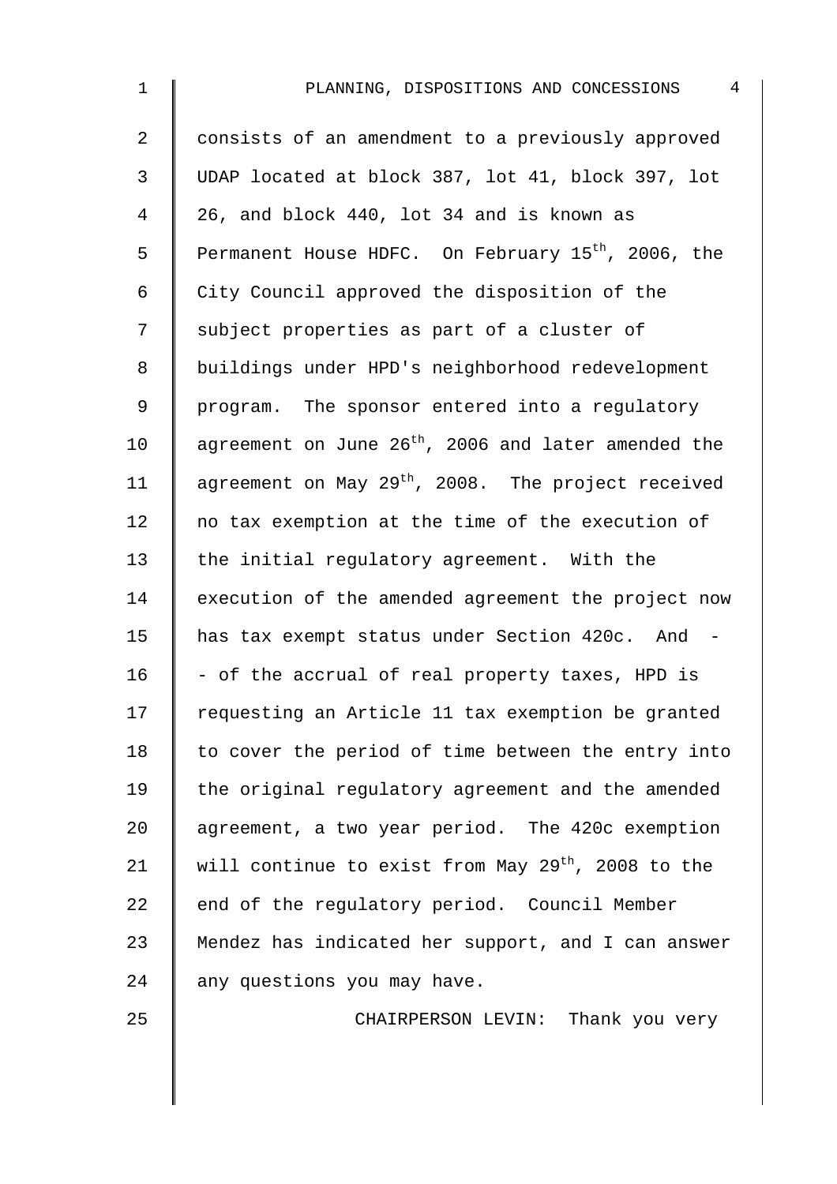consists of an amendment to a previously approved UDAP located at block 387, lot 41, block 397, lot 26, and block 440, lot 34 and is known as Permanent House HDFC. On February 15th, 2006, the City Council approved the disposition of the subject properties as part of a cluster of buildings under HPD's neighborhood redevelopment program. The sponsor entered into a regulatory agreement on June 26th, 2006 and later amended the agreement on May 29th, 2008. The project received no tax exemption at the time of the execution of the initial regulatory agreement. With the execution of the amended agreement the project now has tax exempt status under Section 420c. And -- of the accrual of real property taxes, HPD is requesting an Article 11 tax exemption be granted to cover the period of time between the entry into the original regulatory agreement and the amended agreement, a two year period. The 420c exemption will continue to exist from May 29th, 2008 to the end of the regulatory period. Council Member Mendez has indicated her support, and I can answer any questions you may have.

CHAIRPERSON LEVIN: Thank you very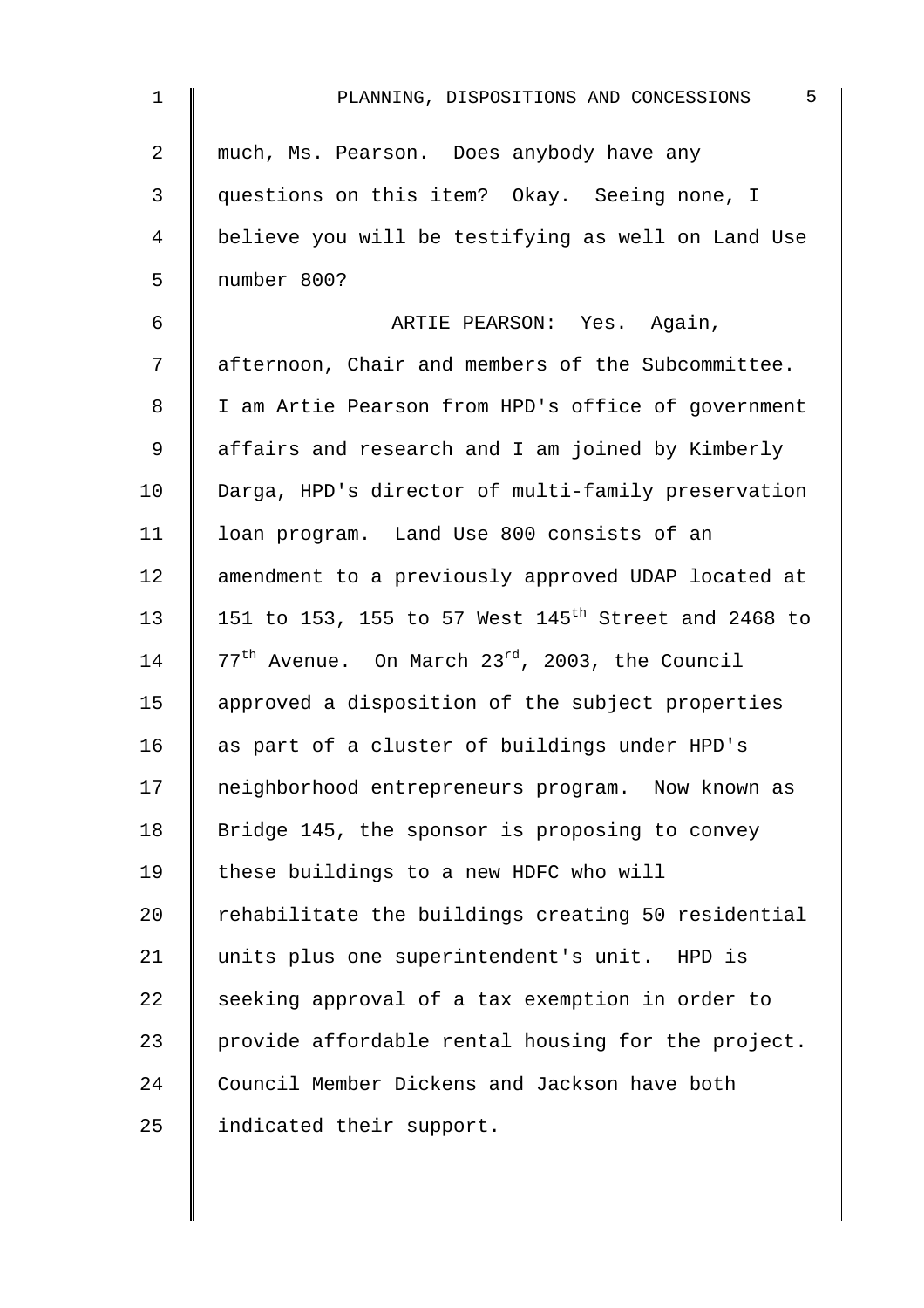much, Ms. Pearson. Does anybody have any questions on this item? Okay. Seeing none, I believe you will be testifying as well on Land Use number 800?

ARTIE PEARSON: Yes. Again, afternoon, Chair and members of the Subcommittee. I am Artie Pearson from HPD's office of government affairs and research and I am joined by Kimberly Darga, HPD's director of multi-family preservation loan program. Land Use 800 consists of an amendment to a previously approved UDAP located at 151 to 153, 155 to 57 West 145th Street and 2468 to 77th Avenue. On March 23rd, 2003, the Council approved a disposition of the subject properties as part of a cluster of buildings under HPD's neighborhood entrepreneurs program. Now known as Bridge 145, the sponsor is proposing to convey these buildings to a new HDFC who will rehabilitate the buildings creating 50 residential units plus one superintendent's unit. HPD is seeking approval of a tax exemption in order to provide affordable rental housing for the project. Council Member Dickens and Jackson have both indicated their support.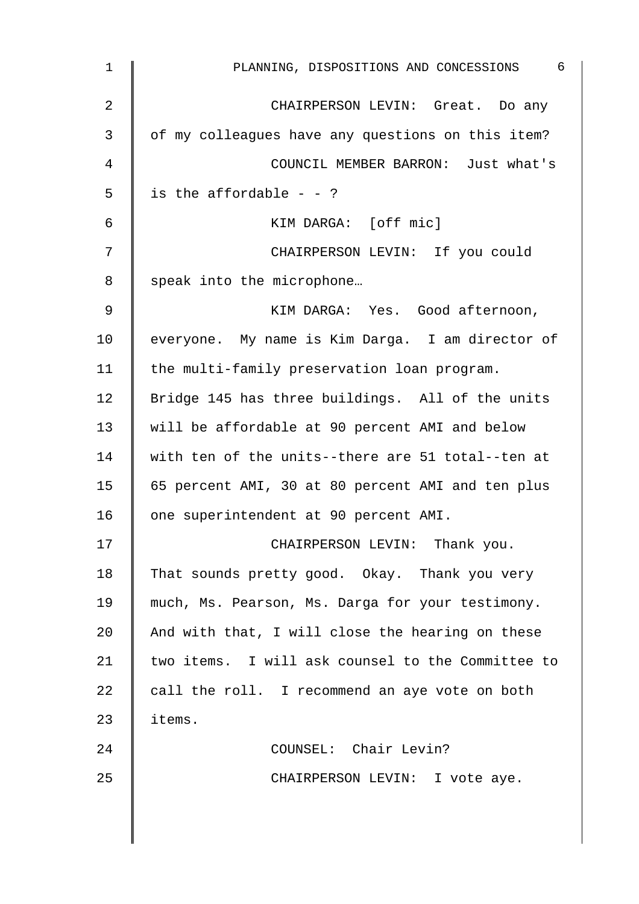CHAIRPERSON LEVIN: Great. Do any of my colleagues have any questions on this item?

COUNCIL MEMBER BARRON: Just what's is the affordable - - ?

KIM DARGA: [off mic]

CHAIRPERSON LEVIN: If you could speak into the microphone…

KIM DARGA: Yes. Good afternoon, everyone. My name is Kim Darga. I am director of the multi-family preservation loan program. Bridge 145 has three buildings. All of the units will be affordable at 90 percent AMI and below with ten of the units--there are 51 total--ten at 65 percent AMI, 30 at 80 percent AMI and ten plus one superintendent at 90 percent AMI.

CHAIRPERSON LEVIN: Thank you. That sounds pretty good. Okay. Thank you very much, Ms. Pearson, Ms. Darga for your testimony. And with that, I will close the hearing on these two items. I will ask counsel to the Committee to call the roll. I recommend an aye vote on both items.

COUNSEL: Chair Levin?

CHAIRPERSON LEVIN: I vote aye.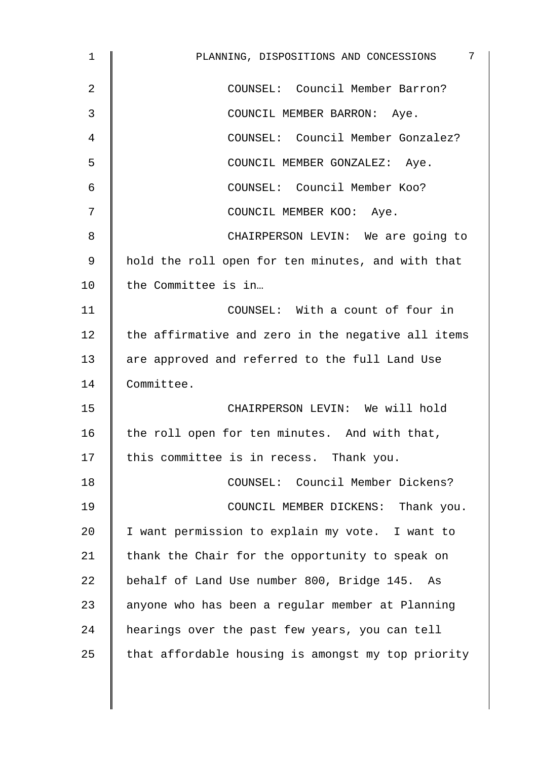COUNSEL: Council Member Barron?

COUNCIL MEMBER BARRON: Aye.

COUNSEL: Council Member Gonzalez?

COUNCIL MEMBER GONZALEZ: Aye.

COUNSEL: Council Member Koo?

COUNCIL MEMBER KOO: Aye.

CHAIRPERSON LEVIN: We are going to hold the roll open for ten minutes, and with that the Committee is in…

COUNSEL: With a count of four in the affirmative and zero in the negative all items are approved and referred to the full Land Use Committee.

CHAIRPERSON LEVIN: We will hold the roll open for ten minutes. And with that, this committee is in recess. Thank you.

COUNSEL: Council Member Dickens?

COUNCIL MEMBER DICKENS: Thank you. I want permission to explain my vote. I want to thank the Chair for the opportunity to speak on behalf of Land Use number 800, Bridge 145. As anyone who has been a regular member at Planning hearings over the past few years, you can tell that affordable housing is amongst my top priority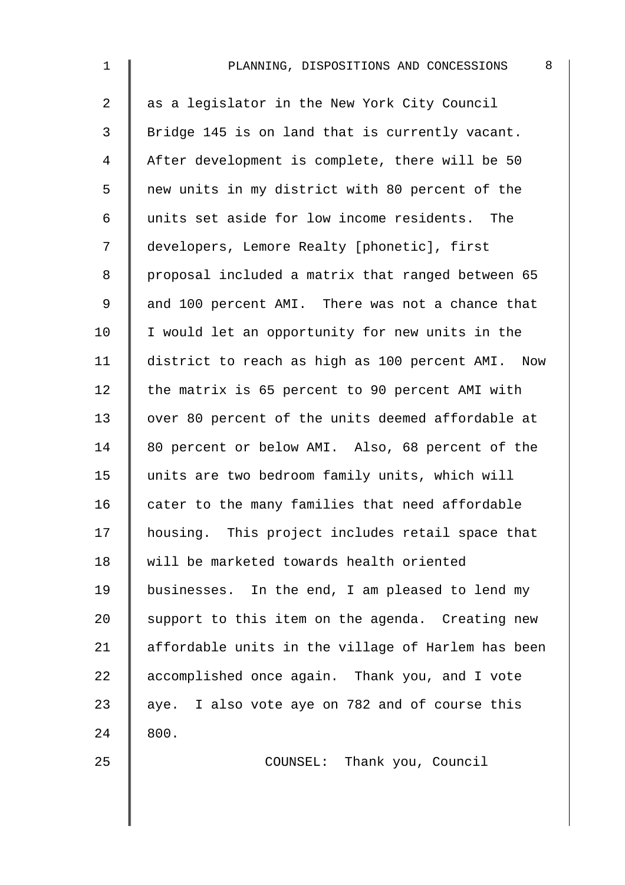as a legislator in the New York City Council Bridge 145 is on land that is currently vacant. After development is complete, there will be 50 new units in my district with 80 percent of the units set aside for low income residents. The developers, Lemore Realty [phonetic], first proposal included a matrix that ranged between 65 and 100 percent AMI. There was not a chance that I would let an opportunity for new units in the district to reach as high as 100 percent AMI. Now the matrix is 65 percent to 90 percent AMI with over 80 percent of the units deemed affordable at 80 percent or below AMI. Also, 68 percent of the units are two bedroom family units, which will cater to the many families that need affordable housing. This project includes retail space that will be marketed towards health oriented businesses. In the end, I am pleased to lend my support to this item on the agenda. Creating new affordable units in the village of Harlem has been accomplished once again. Thank you, and I vote aye. I also vote aye on 782 and of course this 800.

COUNSEL: Thank you, Council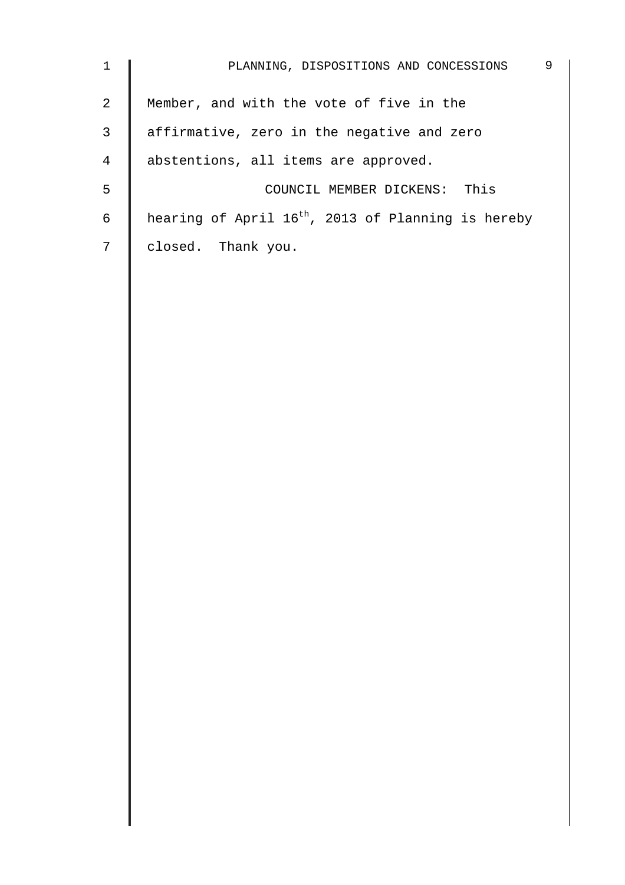Member, and with the vote of five in the affirmative, zero in the negative and zero abstentions, all items are approved.

COUNCIL MEMBER DICKENS: This hearing of April 16th, 2013 of Planning is hereby closed. Thank you.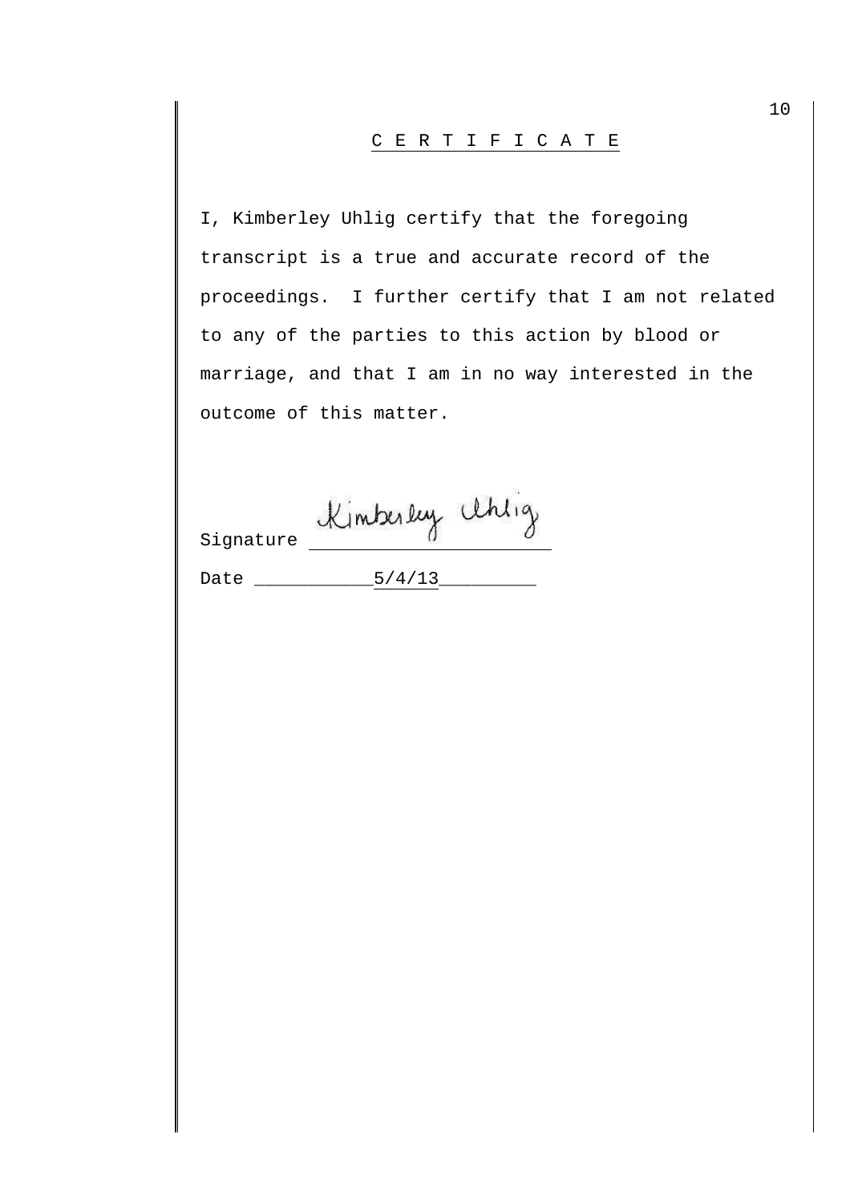# C E R T I F I C A T E

I, Kimberley Uhlig certify that the foregoing transcript is a true and accurate record of the proceedings. I further certify that I am not related to any of the parties to this action by blood or marriage, and that I am in no way interested in the outcome of this matter.

Signature Kimberley Uhlig

Date 5/4/13